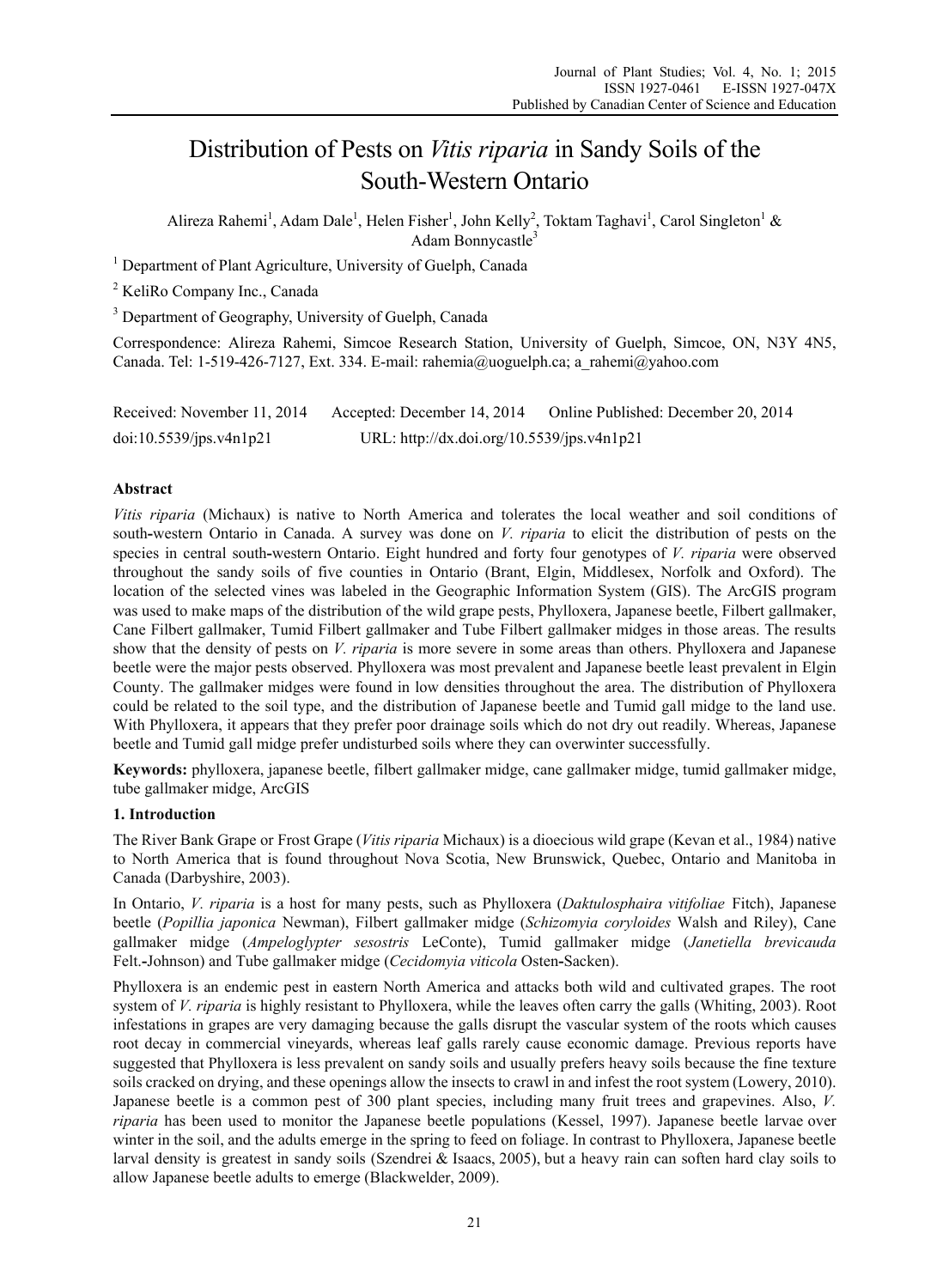# Distribution of Pests on *Vitis riparia* in Sandy Soils of the South-Western Ontario

Alireza Rahemi[1], Adam Dale[1], Helen Fisher[1], John Kelly[2], Toktam Taghavi[1], Carol Singleton[1] & Adam Bonnycastle[3]

[1] Department of Plant Agriculture, University of Guelph, Canada

[2] KeliRo Company Inc., Canada

[3] Department of Geography, University of Guelph, Canada

Correspondence: Alireza Rahemi, Simcoe Research Station, University of Guelph, Simcoe, ON, N3Y 4N5, Canada. Tel: 1-519-426-7127, Ext. 334. E-mail: rahemia@uoguelph.ca; a_rahemi@yahoo.com

Received: November 11, 2014 Accepted: December 14, 2014 Online Published: December 20, 2014

doi:10.5539/jps.v4n1p21 URL: http://dx.doi.org/10.5539/jps.v4n1p21

## Abstract

*Vitis riparia* (Michaux) is native to North America and tolerates the local weather and soil conditions of south-western Ontario in Canada. A survey was done on *V. riparia* to elicit the distribution of pests on the species in central south-western Ontario. Eight hundred and forty four genotypes of *V. riparia* were observed throughout the sandy soils of five counties in Ontario (Brant, Elgin, Middlesex, Norfolk and Oxford). The location of the selected vines was labeled in the Geographic Information System (GIS). The ArcGIS program was used to make maps of the distribution of the wild grape pests, Phylloxera, Japanese beetle, Filbert gallmaker, Cane Filbert gallmaker, Tumid Filbert gallmaker and Tube Filbert gallmaker midges in those areas. The results show that the density of pests on *V. riparia* is more severe in some areas than others. Phylloxera and Japanese beetle were the major pests observed. Phylloxera was most prevalent and Japanese beetle least prevalent in Elgin County. The gallmaker midges were found in low densities throughout the area. The distribution of Phylloxera could be related to the soil type, and the distribution of Japanese beetle and Tumid gall midge to the land use. With Phylloxera, it appears that they prefer poor drainage soils which do not dry out readily. Whereas, Japanese beetle and Tumid gall midge prefer undisturbed soils where they can overwinter successfully.

**Keywords:** phylloxera, japanese beetle, filbert gallmaker midge, cane gallmaker midge, tumid gallmaker midge, tube gallmaker midge, ArcGIS

## 1. Introduction

The River Bank Grape or Frost Grape (*Vitis riparia* Michaux) is a dioecious wild grape (Kevan et al., 1984) native to North America that is found throughout Nova Scotia, New Brunswick, Quebec, Ontario and Manitoba in Canada (Darbyshire, 2003).

In Ontario, *V. riparia* is a host for many pests, such as Phylloxera (*Daktulosphaira vitifoliae* Fitch), Japanese beetle (*Popillia japonica* Newman), Filbert gallmaker midge (*Schizomyia coryloides* Walsh and Riley), Cane gallmaker midge (*Ampeloglypter sesostris* LeConte), Tumid gallmaker midge (*Janetiella brevicauda* Felt.-Johnson) and Tube gallmaker midge (*Cecidomyia viticola* Osten-Sacken).

Phylloxera is an endemic pest in eastern North America and attacks both wild and cultivated grapes. The root system of *V. riparia* is highly resistant to Phylloxera, while the leaves often carry the galls (Whiting, 2003). Root infestations in grapes are very damaging because the galls disrupt the vascular system of the roots which causes root decay in commercial vineyards, whereas leaf galls rarely cause economic damage. Previous reports have suggested that Phylloxera is less prevalent on sandy soils and usually prefers heavy soils because the fine texture soils cracked on drying, and these openings allow the insects to crawl in and infest the root system (Lowery, 2010). Japanese beetle is a common pest of 300 plant species, including many fruit trees and grapevines. Also, *V. riparia* has been used to monitor the Japanese beetle populations (Kessel, 1997). Japanese beetle larvae over winter in the soil, and the adults emerge in the spring to feed on foliage. In contrast to Phylloxera, Japanese beetle larval density is greatest in sandy soils (Szendrei & Isaacs, 2005), but a heavy rain can soften hard clay soils to allow Japanese beetle adults to emerge (Blackwelder, 2009).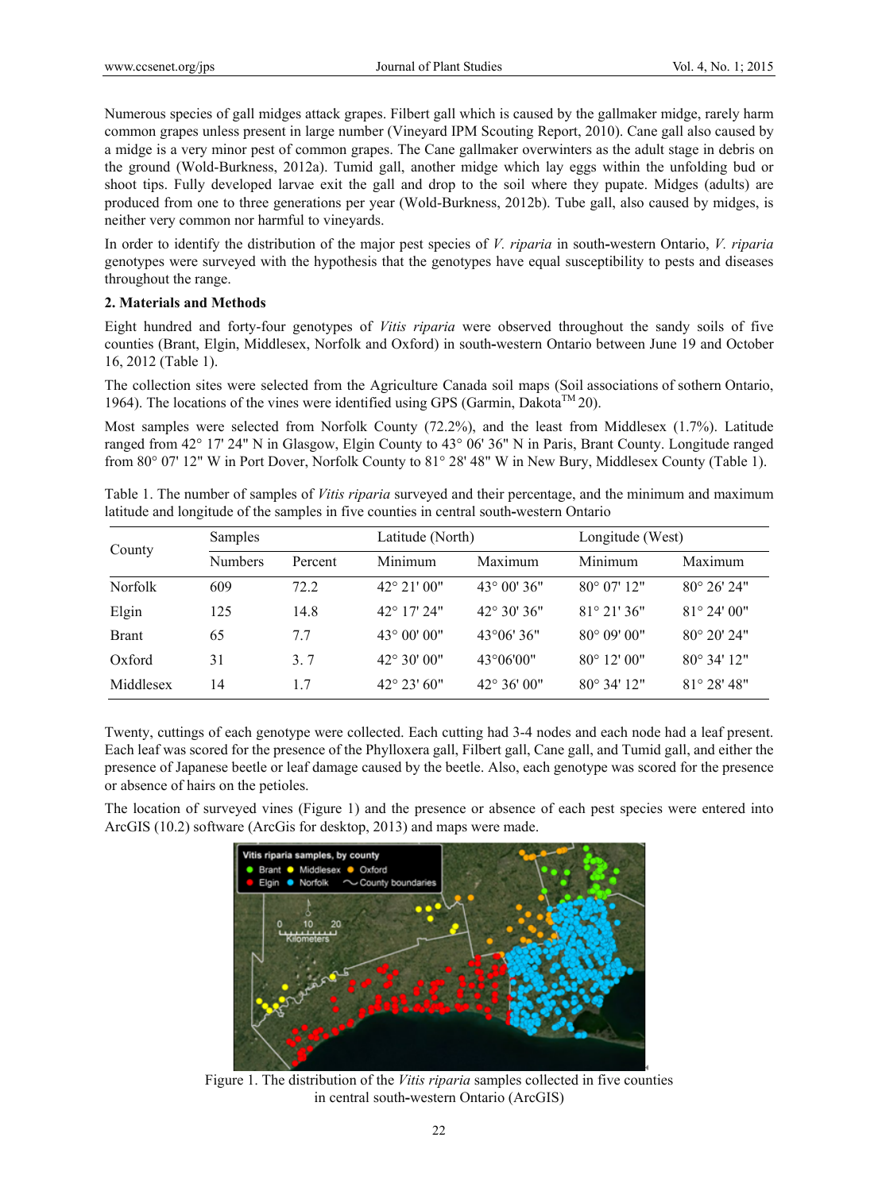Numerous species of gall midges attack grapes. Filbert gall which is caused by the gallmaker midge, rarely harm common grapes unless present in large number (Vineyard IPM Scouting Report, 2010). Cane gall also caused by a midge is a very minor pest of common grapes. The Cane gallmaker overwinters as the adult stage in debris on the ground (Wold-Burkness, 2012a). Tumid gall, another midge which lay eggs within the unfolding bud or shoot tips. Fully developed larvae exit the gall and drop to the soil where they pupate. Midges (adults) are produced from one to three generations per year (Wold-Burkness, 2012b). Tube gall, also caused by midges, is neither very common nor harmful to vineyards.

In order to identify the distribution of the major pest species of *V. riparia* in south-western Ontario, *V. riparia* genotypes were surveyed with the hypothesis that the genotypes have equal susceptibility to pests and diseases throughout the range.

## 2. Materials and Methods

Eight hundred and forty-four genotypes of *Vitis riparia* were observed throughout the sandy soils of five counties (Brant, Elgin, Middlesex, Norfolk and Oxford) in south-western Ontario between June 19 and October 16, 2012 (Table 1).

The collection sites were selected from the Agriculture Canada soil maps (Soil associations of sothern Ontario, 1964). The locations of the vines were identified using GPS (Garmin, Dakota™ 20).

Most samples were selected from Norfolk County (72.2%), and the least from Middlesex (1.7%). Latitude ranged from 42° 17' 24" N in Glasgow, Elgin County to 43° 06' 36" N in Paris, Brant County. Longitude ranged from 80° 07' 12" W in Port Dover, Norfolk County to 81° 28' 48" W in New Bury, Middlesex County (Table 1).

Table 1. The number of samples of *Vitis riparia* surveyed and their percentage, and the minimum and maximum latitude and longitude of the samples in five counties in central south-western Ontario

| County | Samples | | Latitude (North) | | Longitude (West) | |
|---|---|---|---|---|---|---|
| | Numbers | Percent | Minimum | Maximum | Minimum | Maximum |
| Norfolk | 609 | 72.2 | 42° 21' 00" | 43° 00' 36" | 80° 07' 12" | 80° 26' 24" |
| Elgin | 125 | 14.8 | 42° 17' 24" | 42° 30' 36" | 81° 21' 36" | 81° 24' 00" |
| Brant | 65 | 7.7 | 43° 00' 00" | 43°06' 36" | 80° 09' 00" | 80° 20' 24" |
| Oxford | 31 | 3. 7 | 42° 30' 00" | 43°06'00" | 80° 12' 00" | 80° 34' 12" |
| Middlesex | 14 | 1.7 | 42° 23' 60" | 42° 36' 00" | 80° 34' 12" | 81° 28' 48" |

Twenty, cuttings of each genotype were collected. Each cutting had 3-4 nodes and each node had a leaf present. Each leaf was scored for the presence of the Phylloxera gall, Filbert gall, Cane gall, and Tumid gall, and either the presence of Japanese beetle or leaf damage caused by the beetle. Also, each genotype was scored for the presence or absence of hairs on the petioles.

The location of surveyed vines (Figure 1) and the presence or absence of each pest species were entered into ArcGIS (10.2) software (ArcGis for desktop, 2013) and maps were made.

Figure 1. The distribution of the *Vitis riparia* samples collected in five counties in central south-western Ontario (ArcGIS)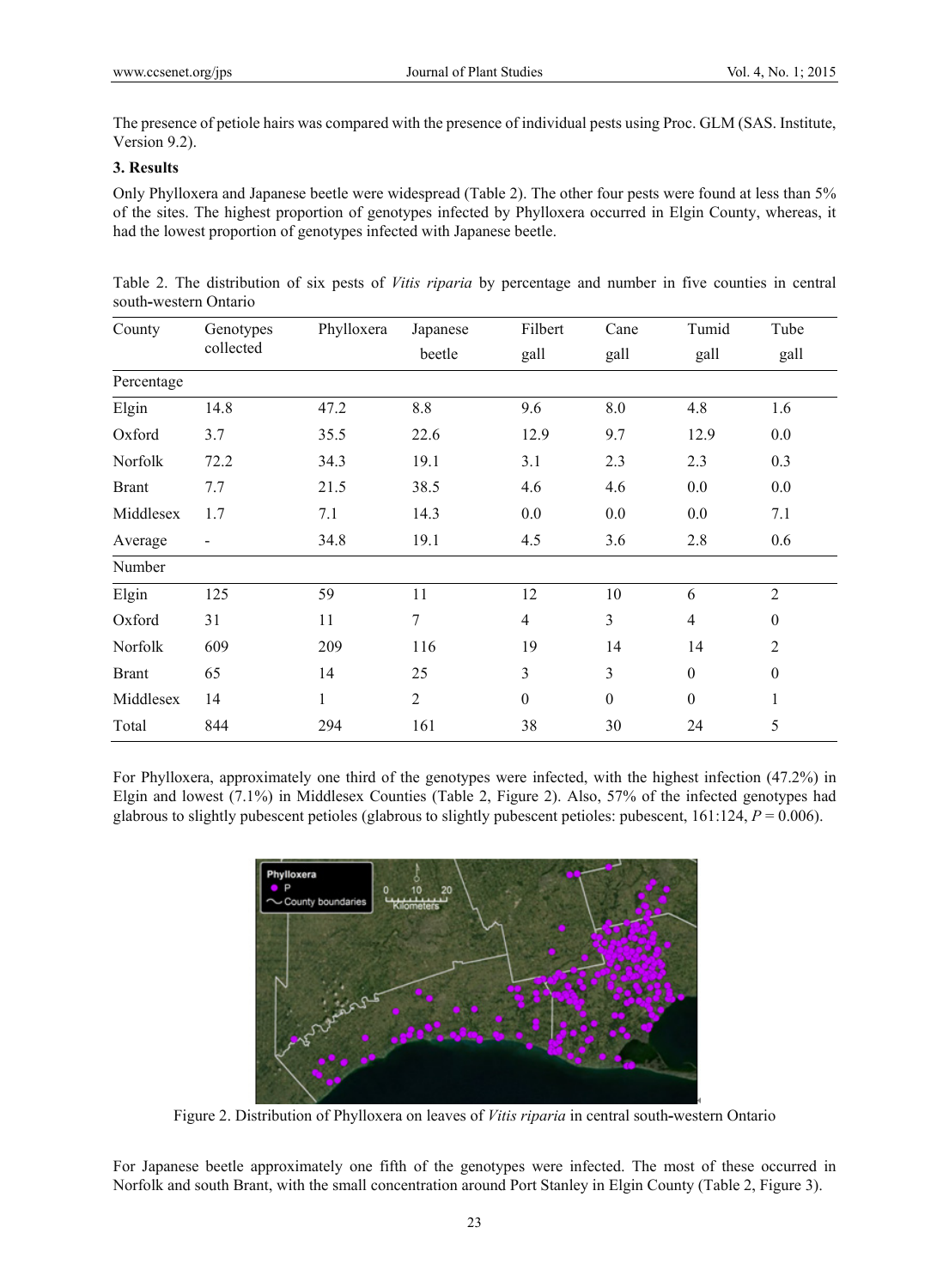The presence of petiole hairs was compared with the presence of individual pests using Proc. GLM (SAS. Institute, Version 9.2).

### 3. Results

Only Phylloxera and Japanese beetle were widespread (Table 2). The other four pests were found at less than 5% of the sites. The highest proportion of genotypes infected by Phylloxera occurred in Elgin County, whereas, it had the lowest proportion of genotypes infected with Japanese beetle.

Table 2. The distribution of six pests of *Vitis riparia* by percentage and number in five counties in central south-western Ontario

| County | Genotypes collected | Phylloxera | Japanese beetle | Filbert gall | Cane gall | Tumid gall | Tube gall |
|---|---|---|---|---|---|---|---|
| Percentage | | | | | | | |
| Elgin | 14.8 | 47.2 | 8.8 | 9.6 | 8.0 | 4.8 | 1.6 |
| Oxford | 3.7 | 35.5 | 22.6 | 12.9 | 9.7 | 12.9 | 0.0 |
| Norfolk | 72.2 | 34.3 | 19.1 | 3.1 | 2.3 | 2.3 | 0.3 |
| Brant | 7.7 | 21.5 | 38.5 | 4.6 | 4.6 | 0.0 | 0.0 |
| Middlesex | 1.7 | 7.1 | 14.3 | 0.0 | 0.0 | 0.0 | 7.1 |
| Average | - | 34.8 | 19.1 | 4.5 | 3.6 | 2.8 | 0.6 |
| Number | | | | | | | |
| Elgin | 125 | 59 | 11 | 12 | 10 | 6 | 2 |
| Oxford | 31 | 11 | 7 | 4 | 3 | 4 | 0 |
| Norfolk | 609 | 209 | 116 | 19 | 14 | 14 | 2 |
| Brant | 65 | 14 | 25 | 3 | 3 | 0 | 0 |
| Middlesex | 14 | 1 | 2 | 0 | 0 | 0 | 1 |
| Total | 844 | 294 | 161 | 38 | 30 | 24 | 5 |

For Phylloxera, approximately one third of the genotypes were infected, with the highest infection (47.2%) in Elgin and lowest (7.1%) in Middlesex Counties (Table 2, Figure 2). Also, 57% of the infected genotypes had glabrous to slightly pubescent petioles (glabrous to slightly pubescent petioles: pubescent, 161:124, $P = 0.006$).

Figure 2. Distribution of Phylloxera on leaves of *Vitis riparia* in central south-western Ontario

For Japanese beetle approximately one fifth of the genotypes were infected. The most of these occurred in Norfolk and south Brant, with the small concentration around Port Stanley in Elgin County (Table 2, Figure 3).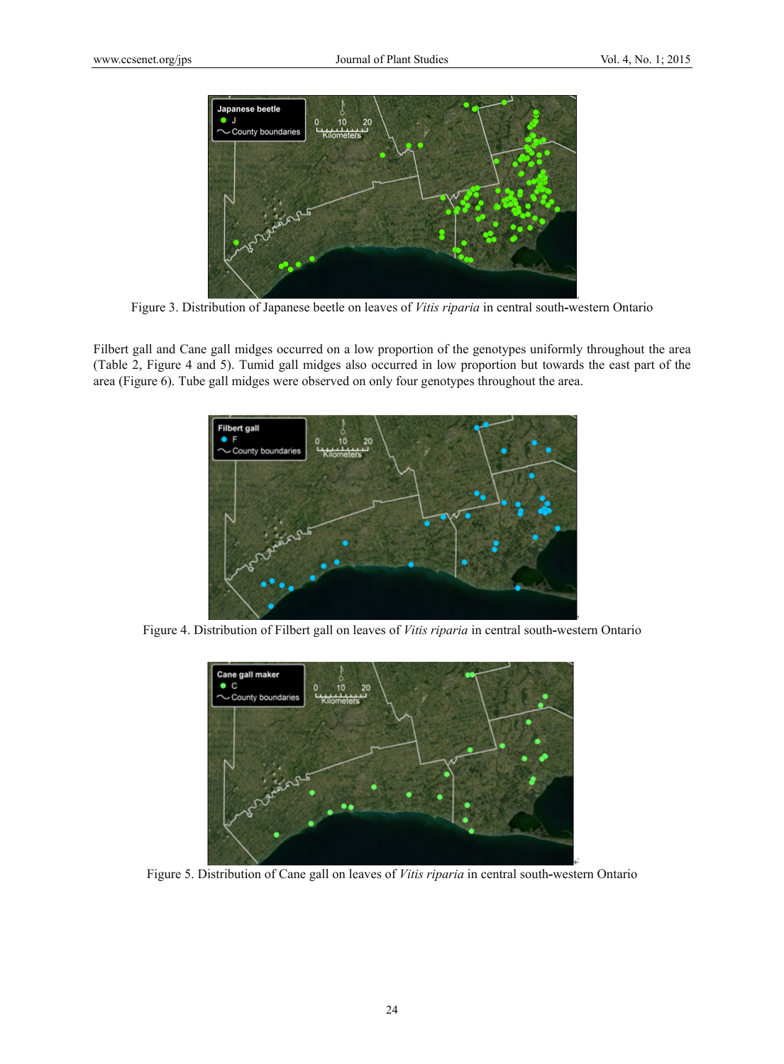Figure 3. Distribution of Japanese beetle on leaves of *Vitis riparia* in central south-western Ontario

Filbert gall and Cane gall midges occurred on a low proportion of the genotypes uniformly throughout the area (Table 2, Figure 4 and 5). Tumid gall midges also occurred in low proportion but towards the east part of the area (Figure 6). Tube gall midges were observed on only four genotypes throughout the area.

Figure 4. Distribution of Filbert gall on leaves of *Vitis riparia* in central south-western Ontario

Figure 5. Distribution of Cane gall on leaves of *Vitis riparia* in central south-western Ontario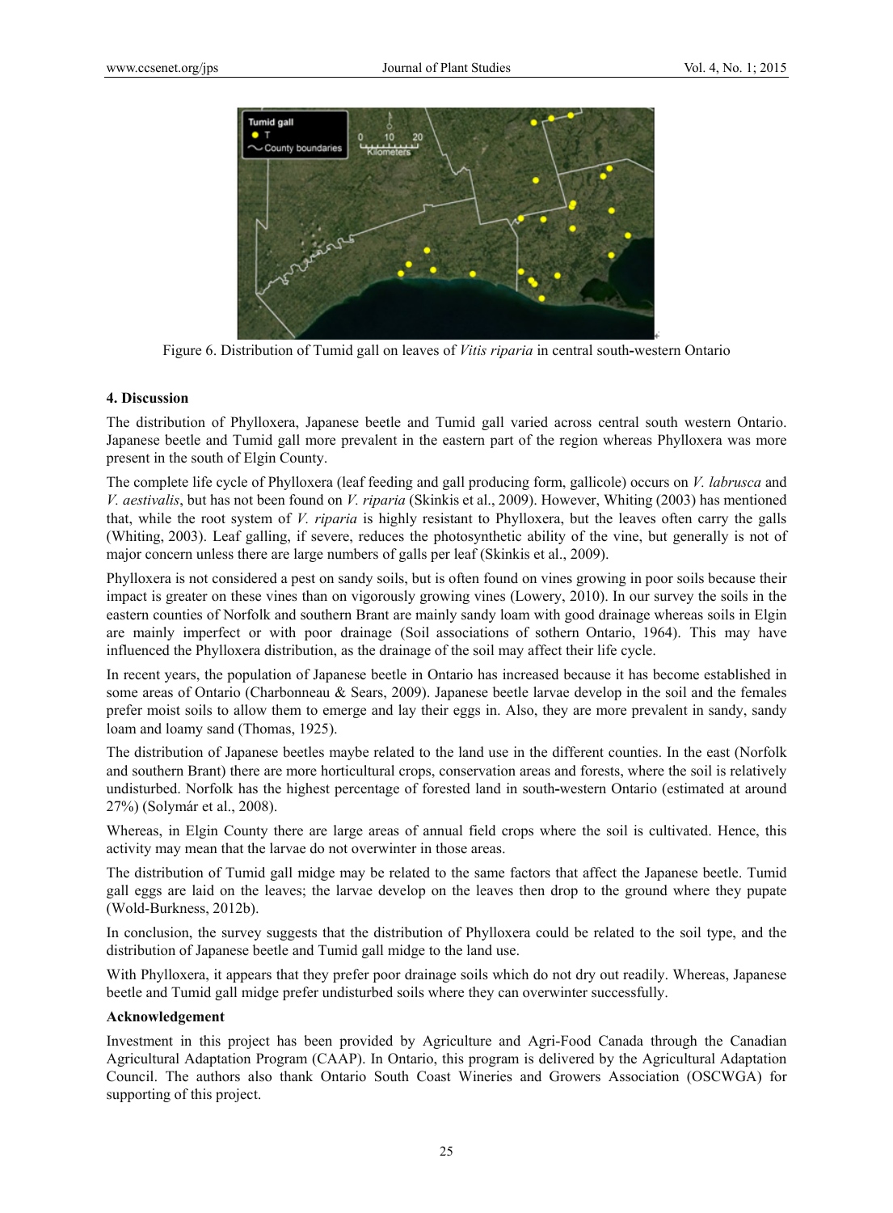Figure 6. Distribution of Tumid gall on leaves of *Vitis riparia* in central south-western Ontario

## 4. Discussion

The distribution of Phylloxera, Japanese beetle and Tumid gall varied across central south western Ontario. Japanese beetle and Tumid gall more prevalent in the eastern part of the region whereas Phylloxera was more present in the south of Elgin County.

The complete life cycle of Phylloxera (leaf feeding and gall producing form, gallicole) occurs on *V. labrusca* and *V. aestivalis*, but has not been found on *V. riparia* (Skinkis et al., 2009). However, Whiting (2003) has mentioned that, while the root system of *V. riparia* is highly resistant to Phylloxera, but the leaves often carry the galls (Whiting, 2003). Leaf galling, if severe, reduces the photosynthetic ability of the vine, but generally is not of major concern unless there are large numbers of galls per leaf (Skinkis et al., 2009).

Phylloxera is not considered a pest on sandy soils, but is often found on vines growing in poor soils because their impact is greater on these vines than on vigorously growing vines (Lowery, 2010). In our survey the soils in the eastern counties of Norfolk and southern Brant are mainly sandy loam with good drainage whereas soils in Elgin are mainly imperfect or with poor drainage (Soil associations of sothern Ontario, 1964). This may have influenced the Phylloxera distribution, as the drainage of the soil may affect their life cycle.

In recent years, the population of Japanese beetle in Ontario has increased because it has become established in some areas of Ontario (Charbonneau & Sears, 2009). Japanese beetle larvae develop in the soil and the females prefer moist soils to allow them to emerge and lay their eggs in. Also, they are more prevalent in sandy, sandy loam and loamy sand (Thomas, 1925).

The distribution of Japanese beetles maybe related to the land use in the different counties. In the east (Norfolk and southern Brant) there are more horticultural crops, conservation areas and forests, where the soil is relatively undisturbed. Norfolk has the highest percentage of forested land in south-western Ontario (estimated at around 27%) (Solymár et al., 2008).

Whereas, in Elgin County there are large areas of annual field crops where the soil is cultivated. Hence, this activity may mean that the larvae do not overwinter in those areas.

The distribution of Tumid gall midge may be related to the same factors that affect the Japanese beetle. Tumid gall eggs are laid on the leaves; the larvae develop on the leaves then drop to the ground where they pupate (Wold-Burkness, 2012b).

In conclusion, the survey suggests that the distribution of Phylloxera could be related to the soil type, and the distribution of Japanese beetle and Tumid gall midge to the land use.

With Phylloxera, it appears that they prefer poor drainage soils which do not dry out readily. Whereas, Japanese beetle and Tumid gall midge prefer undisturbed soils where they can overwinter successfully.

### Acknowledgement

Investment in this project has been provided by Agriculture and Agri-Food Canada through the Canadian Agricultural Adaptation Program (CAAP). In Ontario, this program is delivered by the Agricultural Adaptation Council. The authors also thank Ontario South Coast Wineries and Growers Association (OSCWGA) for supporting of this project.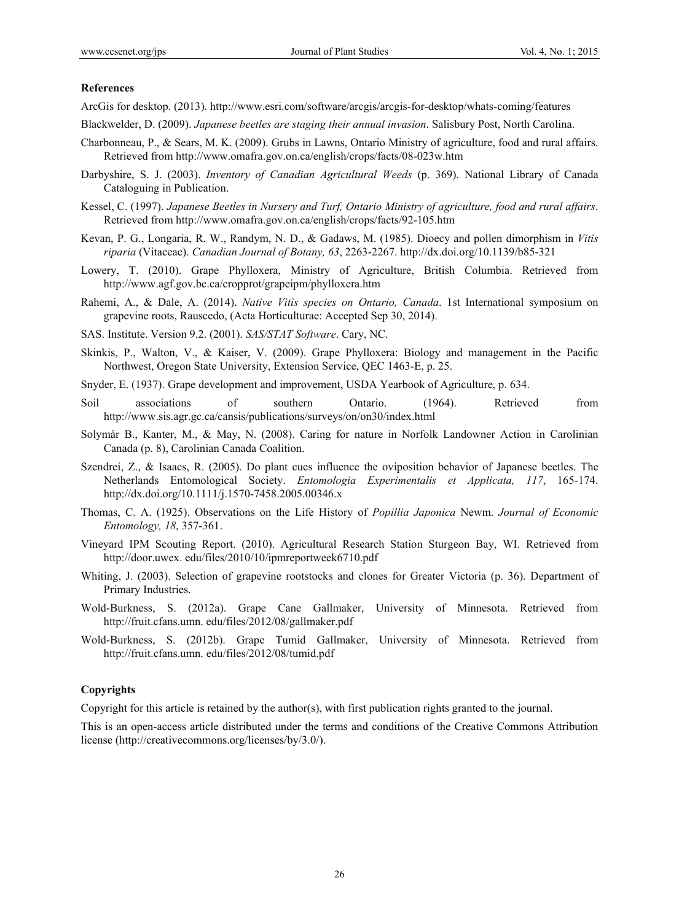## References

ArcGis for desktop. (2013). http://www.esri.com/software/arcgis/arcgis-for-desktop/whats-coming/features

Blackwelder, D. (2009). *Japanese beetles are staging their annual invasion*. Salisbury Post, North Carolina.

Charbonneau, P., & Sears, M. K. (2009). Grubs in Lawns, Ontario Ministry of agriculture, food and rural affairs. Retrieved from http://www.omafra.gov.on.ca/english/crops/facts/08-023w.htm

Darbyshire, S. J. (2003). *Inventory of Canadian Agricultural Weeds* (p. 369). National Library of Canada Cataloguing in Publication.

Kessel, C. (1997). *Japanese Beetles in Nursery and Turf, Ontario Ministry of agriculture, food and rural affairs*. Retrieved from http://www.omafra.gov.on.ca/english/crops/facts/92-105.htm

Kevan, P. G., Longaria, R. W., Randym, N. D., & Gadaws, M. (1985). Dioecy and pollen dimorphism in *Vitis riparia* (Vitaceae). *Canadian Journal of Botany, 63*, 2263-2267. http://dx.doi.org/10.1139/b85-321

Lowery, T. (2010). Grape Phylloxera, Ministry of Agriculture, British Columbia. Retrieved from http://www.agf.gov.bc.ca/cropprot/grapeipm/phylloxera.htm

Rahemi, A., & Dale, A. (2014). *Native Vitis species on Ontario, Canada*. 1st International symposium on grapevine roots, Rauscedo, (Acta Horticulturae: Accepted Sep 30, 2014).

SAS. Institute. Version 9.2. (2001). *SAS/STAT Software*. Cary, NC.

Skinkis, P., Walton, V., & Kaiser, V. (2009). Grape Phylloxera: Biology and management in the Pacific Northwest, Oregon State University, Extension Service, QEC 1463-E, p. 25.

Snyder, E. (1937). Grape development and improvement, USDA Yearbook of Agriculture, p. 634.

Soil associations of southern Ontario. (1964). Retrieved from http://www.sis.agr.gc.ca/cansis/publications/surveys/on/on30/index.html

Solymár B., Kanter, M., & May, N. (2008). Caring for nature in Norfolk Landowner Action in Carolinian Canada (p. 8), Carolinian Canada Coalition.

Szendrei, Z., & Isaacs, R. (2005). Do plant cues influence the oviposition behavior of Japanese beetles. The Netherlands Entomological Society. *Entomologia Experimentalis et Applicata, 117*, 165-174. http://dx.doi.org/10.1111/j.1570-7458.2005.00346.x

Thomas, C. A. (1925). Observations on the Life History of *Popillia Japonica* Newm. *Journal of Economic Entomology, 18*, 357-361.

Vineyard IPM Scouting Report. (2010). Agricultural Research Station Sturgeon Bay, WI. Retrieved from http://door.uwex. edu/files/2010/10/ipmreportweek6710.pdf

Whiting, J. (2003). Selection of grapevine rootstocks and clones for Greater Victoria (p. 36). Department of Primary Industries.

Wold-Burkness, S. (2012a). Grape Cane Gallmaker, University of Minnesota. Retrieved from http://fruit.cfans.umn. edu/files/2012/08/gallmaker.pdf

Wold-Burkness, S. (2012b). Grape Tumid Gallmaker, University of Minnesota. Retrieved from http://fruit.cfans.umn. edu/files/2012/08/tumid.pdf

## Copyrights

Copyright for this article is retained by the author(s), with first publication rights granted to the journal.

This is an open-access article distributed under the terms and conditions of the Creative Commons Attribution license (http://creativecommons.org/licenses/by/3.0/).